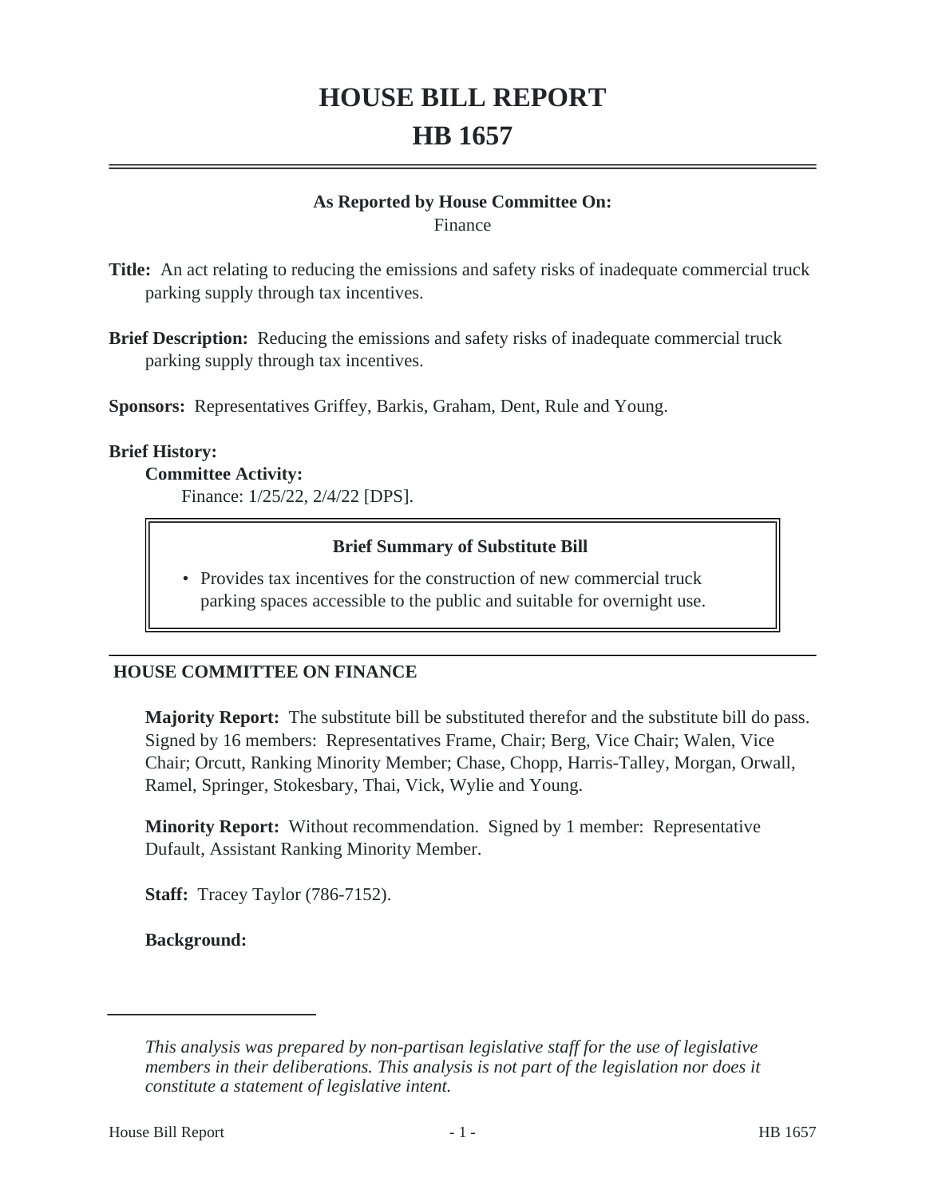# HOUSE BILL REPORT
# HB 1657

**As Reported by House Committee On:**
Finance

**Title:** An act relating to reducing the emissions and safety risks of inadequate commercial truck parking supply through tax incentives.

**Brief Description:** Reducing the emissions and safety risks of inadequate commercial truck parking supply through tax incentives.

**Sponsors:** Representatives Griffey, Barkis, Graham, Dent, Rule and Young.

**Brief History:**

**Committee Activity:**

Finance: 1/25/22, 2/4/22 [DPS].

> **Brief Summary of Substitute Bill**
>
> - Provides tax incentives for the construction of new commercial truck parking spaces accessible to the public and suitable for overnight use.

## HOUSE COMMITTEE ON FINANCE

**Majority Report:** The substitute bill be substituted therefor and the substitute bill do pass. Signed by 16 members: Representatives Frame, Chair; Berg, Vice Chair; Walen, Vice Chair; Orcutt, Ranking Minority Member; Chase, Chopp, Harris-Talley, Morgan, Orwall, Ramel, Springer, Stokesbary, Thai, Vick, Wylie and Young.

**Minority Report:** Without recommendation. Signed by 1 member: Representative Dufault, Assistant Ranking Minority Member.

**Staff:** Tracey Taylor (786-7152).

**Background:**

---

*This analysis was prepared by non-partisan legislative staff for the use of legislative members in their deliberations. This analysis is not part of the legislation nor does it constitute a statement of legislative intent.*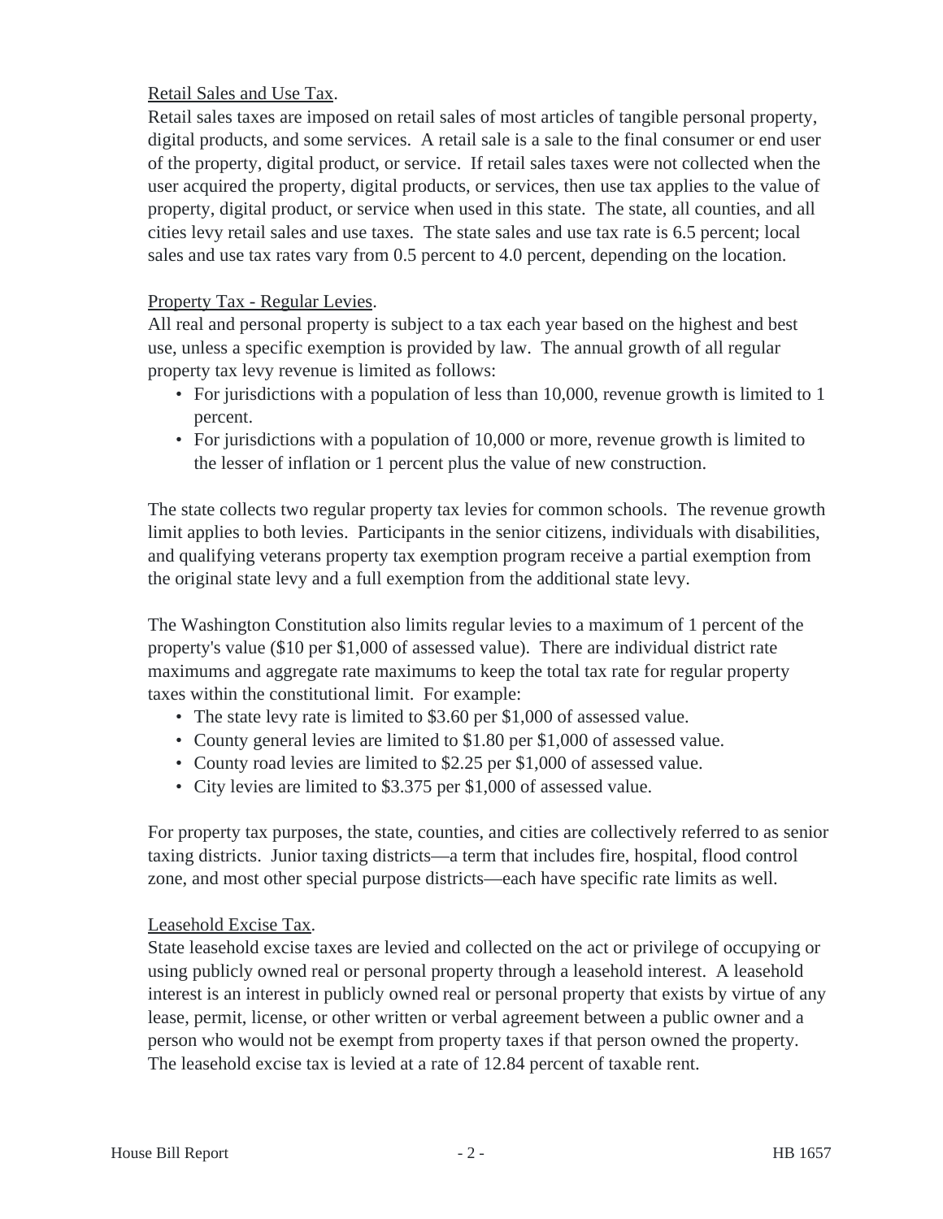Retail Sales and Use Tax.

Retail sales taxes are imposed on retail sales of most articles of tangible personal property, digital products, and some services. A retail sale is a sale to the final consumer or end user of the property, digital product, or service. If retail sales taxes were not collected when the user acquired the property, digital products, or services, then use tax applies to the value of property, digital product, or service when used in this state. The state, all counties, and all cities levy retail sales and use taxes. The state sales and use tax rate is 6.5 percent; local sales and use tax rates vary from 0.5 percent to 4.0 percent, depending on the location.

Property Tax - Regular Levies.

All real and personal property is subject to a tax each year based on the highest and best use, unless a specific exemption is provided by law. The annual growth of all regular property tax levy revenue is limited as follows:

- For jurisdictions with a population of less than 10,000, revenue growth is limited to 1 percent.
- For jurisdictions with a population of 10,000 or more, revenue growth is limited to the lesser of inflation or 1 percent plus the value of new construction.

The state collects two regular property tax levies for common schools. The revenue growth limit applies to both levies. Participants in the senior citizens, individuals with disabilities, and qualifying veterans property tax exemption program receive a partial exemption from the original state levy and a full exemption from the additional state levy.

The Washington Constitution also limits regular levies to a maximum of 1 percent of the property's value ($10 per $1,000 of assessed value). There are individual district rate maximums and aggregate rate maximums to keep the total tax rate for regular property taxes within the constitutional limit. For example:

- The state levy rate is limited to $3.60 per $1,000 of assessed value.
- County general levies are limited to $1.80 per $1,000 of assessed value.
- County road levies are limited to $2.25 per $1,000 of assessed value.
- City levies are limited to $3.375 per $1,000 of assessed value.

For property tax purposes, the state, counties, and cities are collectively referred to as senior taxing districts. Junior taxing districts—a term that includes fire, hospital, flood control zone, and most other special purpose districts—each have specific rate limits as well.

Leasehold Excise Tax.

State leasehold excise taxes are levied and collected on the act or privilege of occupying or using publicly owned real or personal property through a leasehold interest. A leasehold interest is an interest in publicly owned real or personal property that exists by virtue of any lease, permit, license, or other written or verbal agreement between a public owner and a person who would not be exempt from property taxes if that person owned the property. The leasehold excise tax is levied at a rate of 12.84 percent of taxable rent.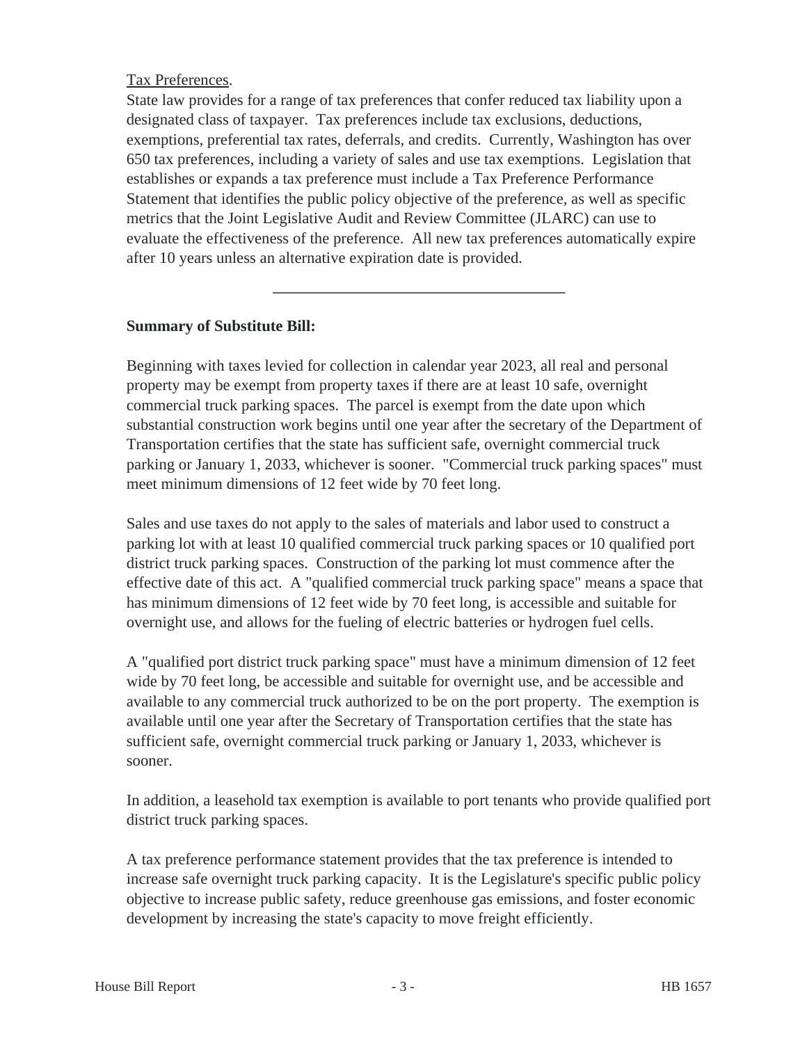Tax Preferences.

State law provides for a range of tax preferences that confer reduced tax liability upon a designated class of taxpayer. Tax preferences include tax exclusions, deductions, exemptions, preferential tax rates, deferrals, and credits. Currently, Washington has over 650 tax preferences, including a variety of sales and use tax exemptions. Legislation that establishes or expands a tax preference must include a Tax Preference Performance Statement that identifies the public policy objective of the preference, as well as specific metrics that the Joint Legislative Audit and Review Committee (JLARC) can use to evaluate the effectiveness of the preference. All new tax preferences automatically expire after 10 years unless an alternative expiration date is provided.

---

**Summary of Substitute Bill:**

Beginning with taxes levied for collection in calendar year 2023, all real and personal property may be exempt from property taxes if there are at least 10 safe, overnight commercial truck parking spaces. The parcel is exempt from the date upon which substantial construction work begins until one year after the secretary of the Department of Transportation certifies that the state has sufficient safe, overnight commercial truck parking or January 1, 2033, whichever is sooner. "Commercial truck parking spaces" must meet minimum dimensions of 12 feet wide by 70 feet long.

Sales and use taxes do not apply to the sales of materials and labor used to construct a parking lot with at least 10 qualified commercial truck parking spaces or 10 qualified port district truck parking spaces. Construction of the parking lot must commence after the effective date of this act. A "qualified commercial truck parking space" means a space that has minimum dimensions of 12 feet wide by 70 feet long, is accessible and suitable for overnight use, and allows for the fueling of electric batteries or hydrogen fuel cells.

A "qualified port district truck parking space" must have a minimum dimension of 12 feet wide by 70 feet long, be accessible and suitable for overnight use, and be accessible and available to any commercial truck authorized to be on the port property. The exemption is available until one year after the Secretary of Transportation certifies that the state has sufficient safe, overnight commercial truck parking or January 1, 2033, whichever is sooner.

In addition, a leasehold tax exemption is available to port tenants who provide qualified port district truck parking spaces.

A tax preference performance statement provides that the tax preference is intended to increase safe overnight truck parking capacity. It is the Legislature's specific public policy objective to increase public safety, reduce greenhouse gas emissions, and foster economic development by increasing the state's capacity to move freight efficiently.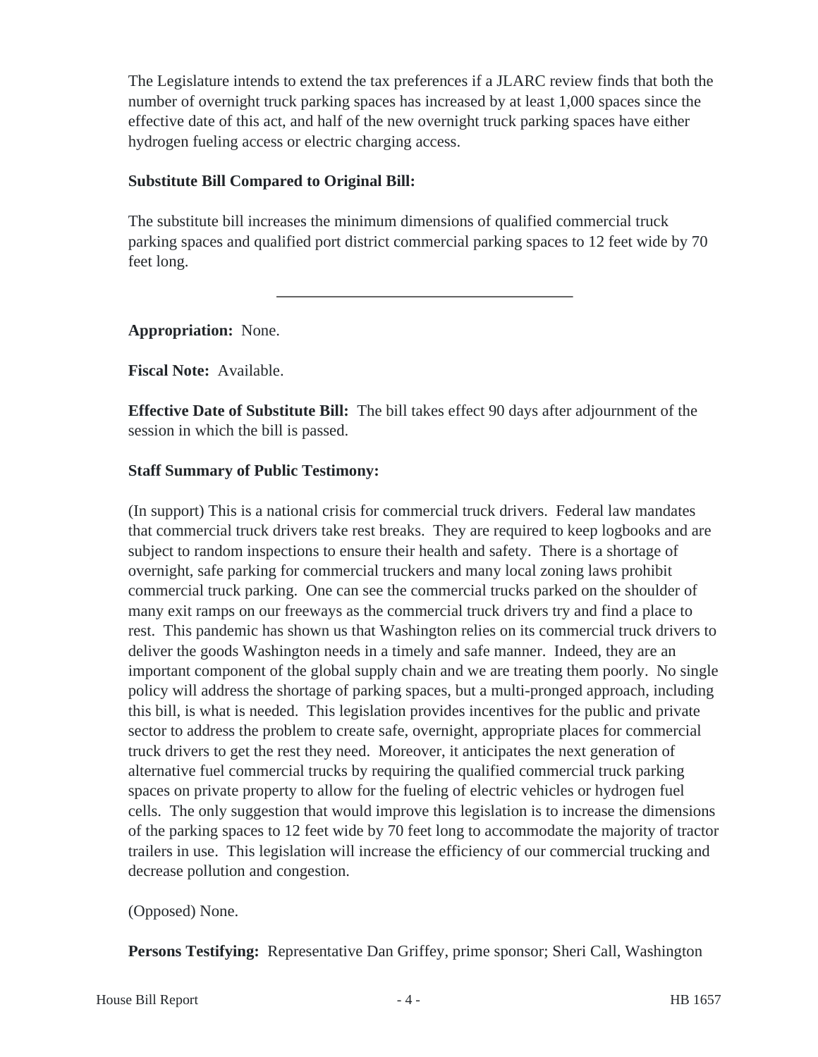The Legislature intends to extend the tax preferences if a JLARC review finds that both the number of overnight truck parking spaces has increased by at least 1,000 spaces since the effective date of this act, and half of the new overnight truck parking spaces have either hydrogen fueling access or electric charging access.

**Substitute Bill Compared to Original Bill:**

The substitute bill increases the minimum dimensions of qualified commercial truck parking spaces and qualified port district commercial parking spaces to 12 feet wide by 70 feet long.

---

**Appropriation:** None.

**Fiscal Note:** Available.

**Effective Date of Substitute Bill:** The bill takes effect 90 days after adjournment of the session in which the bill is passed.

**Staff Summary of Public Testimony:**

(In support) This is a national crisis for commercial truck drivers. Federal law mandates that commercial truck drivers take rest breaks. They are required to keep logbooks and are subject to random inspections to ensure their health and safety. There is a shortage of overnight, safe parking for commercial truckers and many local zoning laws prohibit commercial truck parking. One can see the commercial trucks parked on the shoulder of many exit ramps on our freeways as the commercial truck drivers try and find a place to rest. This pandemic has shown us that Washington relies on its commercial truck drivers to deliver the goods Washington needs in a timely and safe manner. Indeed, they are an important component of the global supply chain and we are treating them poorly. No single policy will address the shortage of parking spaces, but a multi-pronged approach, including this bill, is what is needed. This legislation provides incentives for the public and private sector to address the problem to create safe, overnight, appropriate places for commercial truck drivers to get the rest they need. Moreover, it anticipates the next generation of alternative fuel commercial trucks by requiring the qualified commercial truck parking spaces on private property to allow for the fueling of electric vehicles or hydrogen fuel cells. The only suggestion that would improve this legislation is to increase the dimensions of the parking spaces to 12 feet wide by 70 feet long to accommodate the majority of tractor trailers in use. This legislation will increase the efficiency of our commercial trucking and decrease pollution and congestion.

(Opposed) None.

**Persons Testifying:** Representative Dan Griffey, prime sponsor; Sheri Call, Washington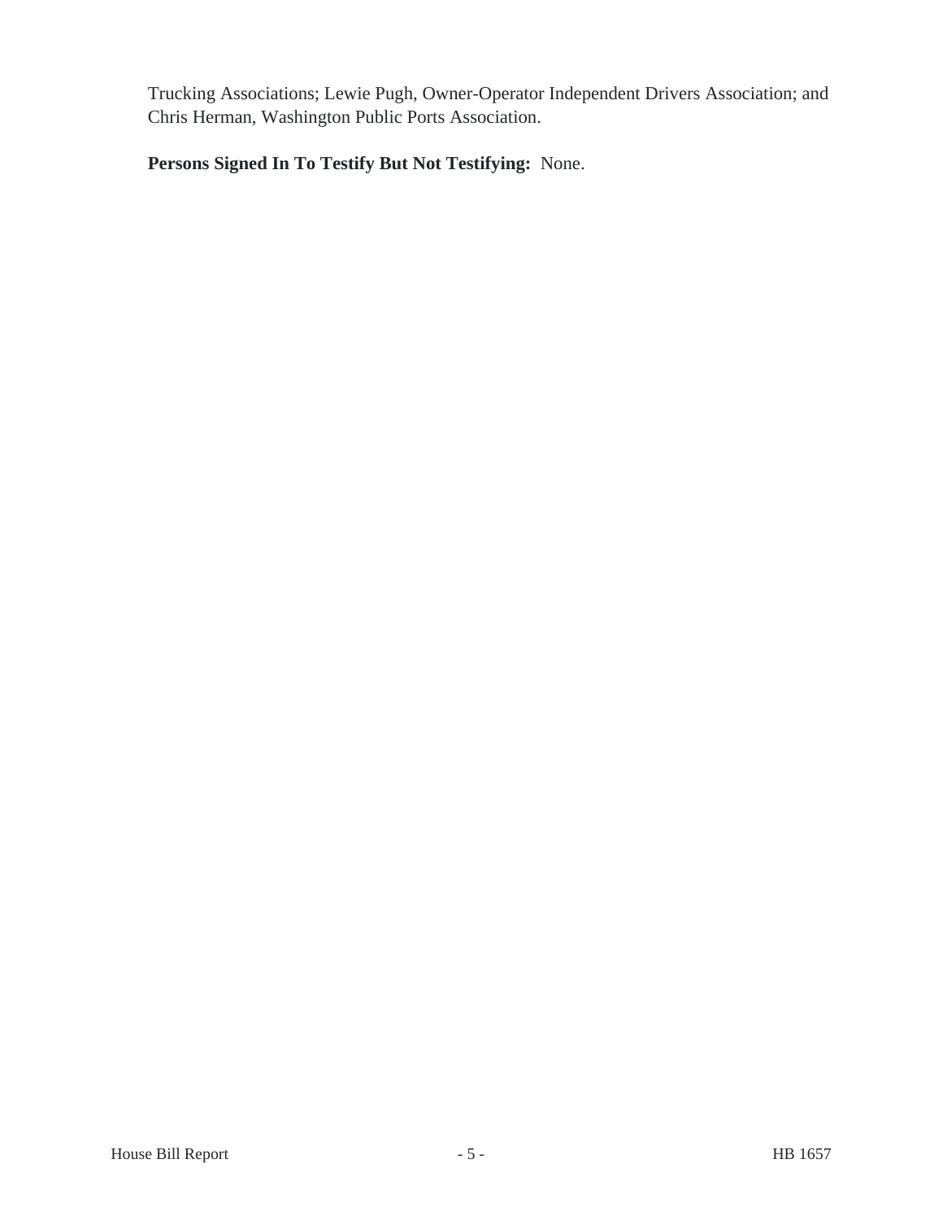Trucking Associations; Lewie Pugh, Owner-Operator Independent Drivers Association; and Chris Herman, Washington Public Ports Association.

**Persons Signed In To Testify But Not Testifying:** None.